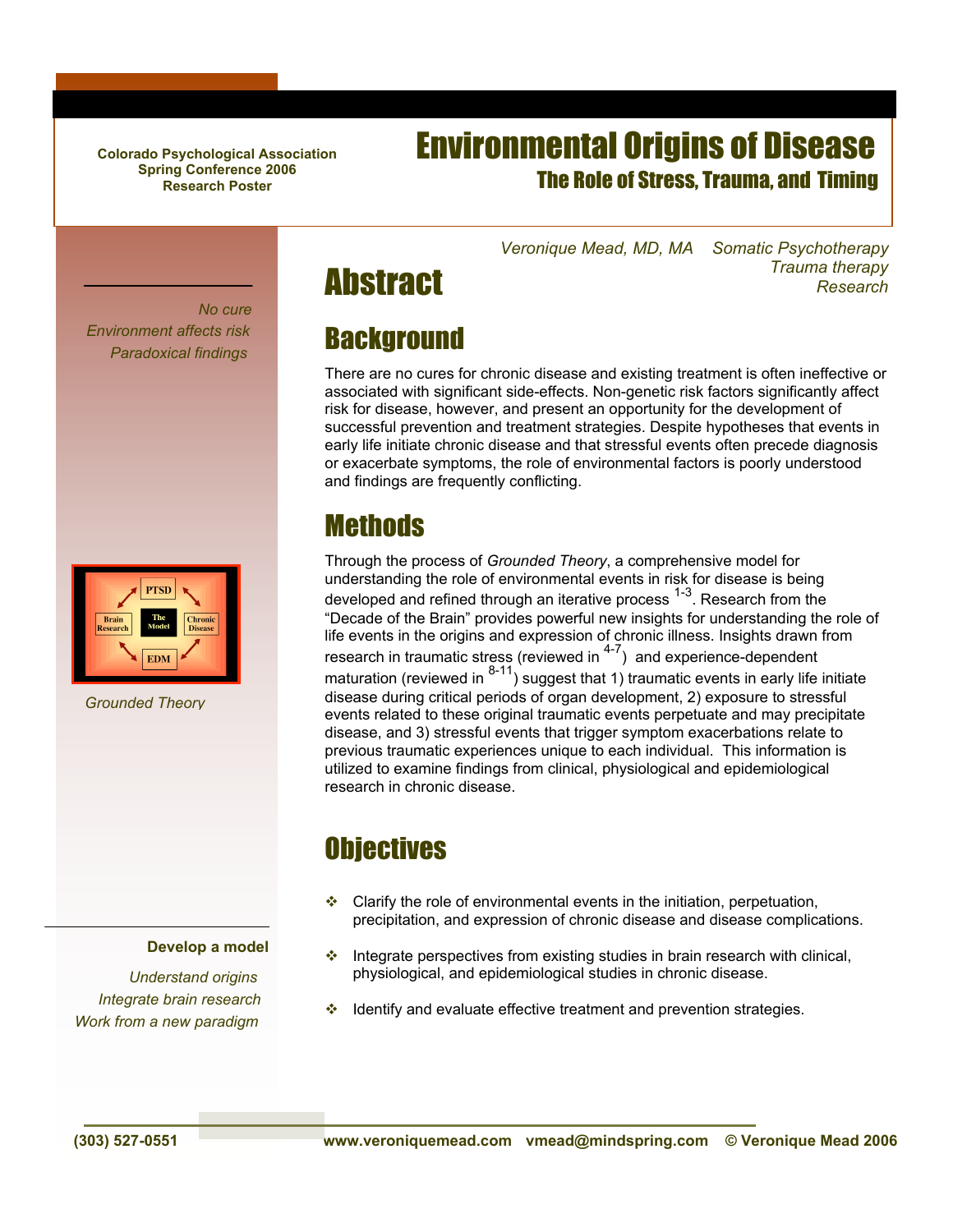Colorado Psychological Association
Spring Conference 2006
Research Poster

# Environmental Origins of Disease

## The Role of Stress, Trauma, and Timing

*Veronique Mead, MD, MA* *Somatic Psychotherapy*
*Trauma therapy*
*Research*

*No cure*
*Environment affects risk*
*Paradoxical findings*

# Abstract

## Background

There are no cures for chronic disease and existing treatment is often ineffective or associated with significant side-effects. Non-genetic risk factors significantly affect risk for disease, however, and present an opportunity for the development of successful prevention and treatment strategies. Despite hypotheses that events in early life initiate chronic disease and that stressful events often precede diagnosis or exacerbate symptoms, the role of environmental factors is poorly understood and findings are frequently conflicting.

PTSD — Brain Research — The Model — Chronic Disease — EDM

*Grounded Theory*

## Methods

Through the process of *Grounded Theory*, a comprehensive model for understanding the role of environmental events in risk for disease is being developed and refined through an iterative process [1-3]. Research from the "Decade of the Brain" provides powerful new insights for understanding the role of life events in the origins and expression of chronic illness. Insights drawn from research in traumatic stress (reviewed in [4-7]) and experience-dependent maturation (reviewed in [8-11]) suggest that 1) traumatic events in early life initiate disease during critical periods of organ development, 2) exposure to stressful events related to these original traumatic events perpetuate and may precipitate disease, and 3) stressful events that trigger symptom exacerbations relate to previous traumatic experiences unique to each individual. This information is utilized to examine findings from clinical, physiological and epidemiological research in chronic disease.

## Objectives

**Develop a model**

*Understand origins*
*Integrate brain research*
*Work from a new paradigm*

- Clarify the role of environmental events in the initiation, perpetuation, precipitation, and expression of chronic disease and disease complications.
- Integrate perspectives from existing studies in brain research with clinical, physiological, and epidemiological studies in chronic disease.
- Identify and evaluate effective treatment and prevention strategies.

(303) 527-0551 www.veroniquemead.com vmead@mindspring.com © Veronique Mead 2006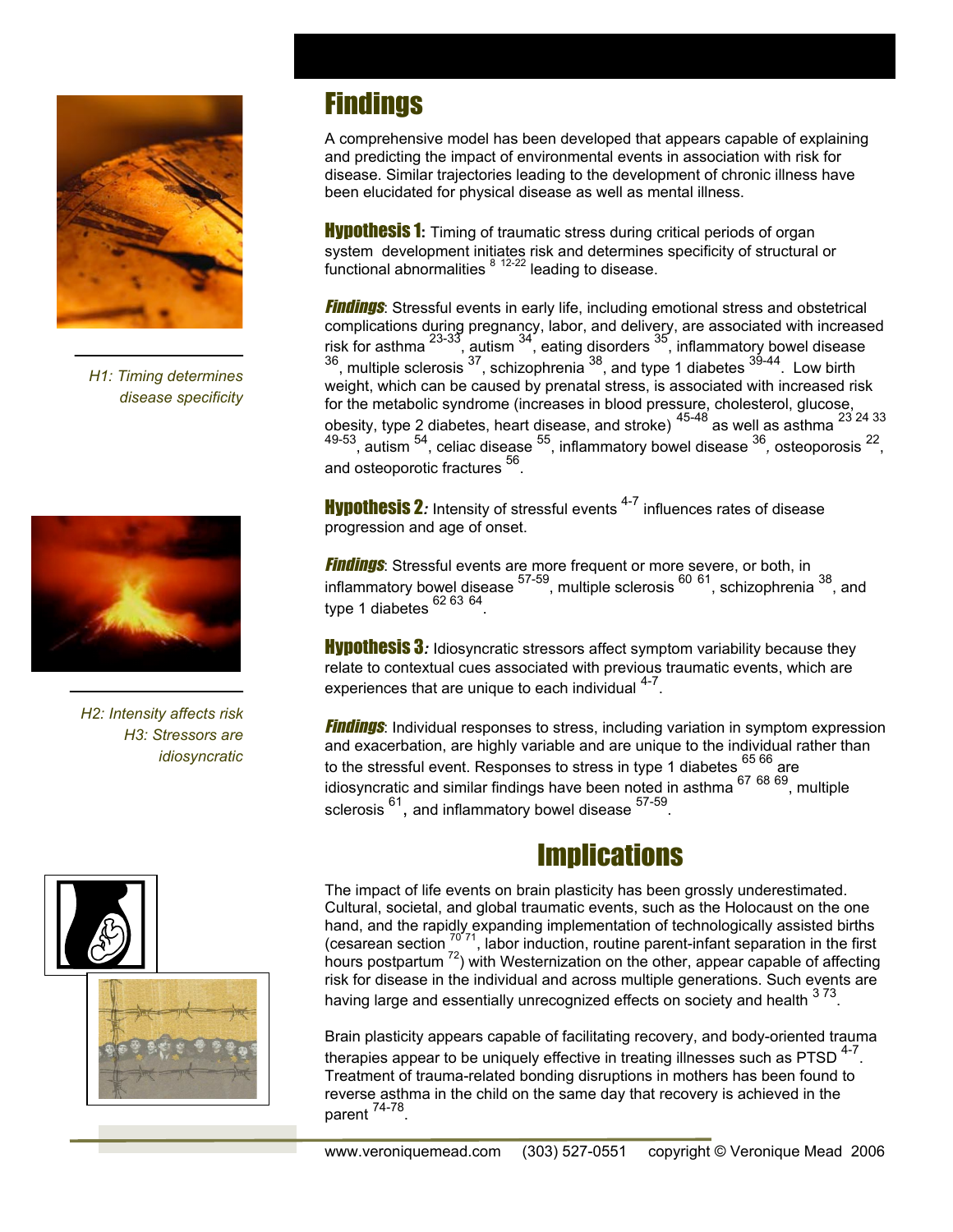## Findings

A comprehensive model has been developed that appears capable of explaining and predicting the impact of environmental events in association with risk for disease. Similar trajectories leading to the development of chronic illness have been elucidated for physical disease as well as mental illness.

*H1: Timing determines disease specificity*

**Hypothesis 1:** Timing of traumatic stress during critical periods of organ system development initiates risk and determines specificity of structural or functional abnormalities [8 12-22] leading to disease.

***Findings***: Stressful events in early life, including emotional stress and obstetrical complications during pregnancy, labor, and delivery, are associated with increased risk for asthma [23-33], autism [34], eating disorders [35], inflammatory bowel disease [36], multiple sclerosis [37], schizophrenia [38], and type 1 diabetes [39-44]. Low birth weight, which can be caused by prenatal stress, is associated with increased risk for the metabolic syndrome (increases in blood pressure, cholesterol, glucose, obesity, type 2 diabetes, heart disease, and stroke) [45-48] as well as asthma [23 24 33 49-53], autism [54], celiac disease [55], inflammatory bowel disease [36], osteoporosis [22], and osteoporotic fractures [56].

*H2: Intensity affects risk*
*H3: Stressors are idiosyncratic*

**Hypothesis 2*:*** Intensity of stressful events [4-7] influences rates of disease progression and age of onset.

***Findings***: Stressful events are more frequent or more severe, or both, in inflammatory bowel disease [57-59], multiple sclerosis [60 61], schizophrenia [38], and type 1 diabetes [62 63 64].

**Hypothesis 3*:*** Idiosyncratic stressors affect symptom variability because they relate to contextual cues associated with previous traumatic events, which are experiences that are unique to each individual [4-7].

***Findings***: Individual responses to stress, including variation in symptom expression and exacerbation, are highly variable and are unique to the individual rather than to the stressful event. Responses to stress in type 1 diabetes [65 66] are idiosyncratic and similar findings have been noted in asthma [67 68 69], multiple sclerosis [61], and inflammatory bowel disease [57-59].

## Implications

The impact of life events on brain plasticity has been grossly underestimated. Cultural, societal, and global traumatic events, such as the Holocaust on the one hand, and the rapidly expanding implementation of technologically assisted births (cesarean section [70 71], labor induction, routine parent-infant separation in the first hours postpartum [72]) with Westernization on the other, appear capable of affecting risk for disease in the individual and across multiple generations. Such events are having large and essentially unrecognized effects on society and health [3 73].

Brain plasticity appears capable of facilitating recovery, and body-oriented trauma therapies appear to be uniquely effective in treating illnesses such as PTSD [4-7]. Treatment of trauma-related bonding disruptions in mothers has been found to reverse asthma in the child on the same day that recovery is achieved in the parent [74-78].

www.veroniquemead.com (303) 527-0551 copyright © Veronique Mead 2006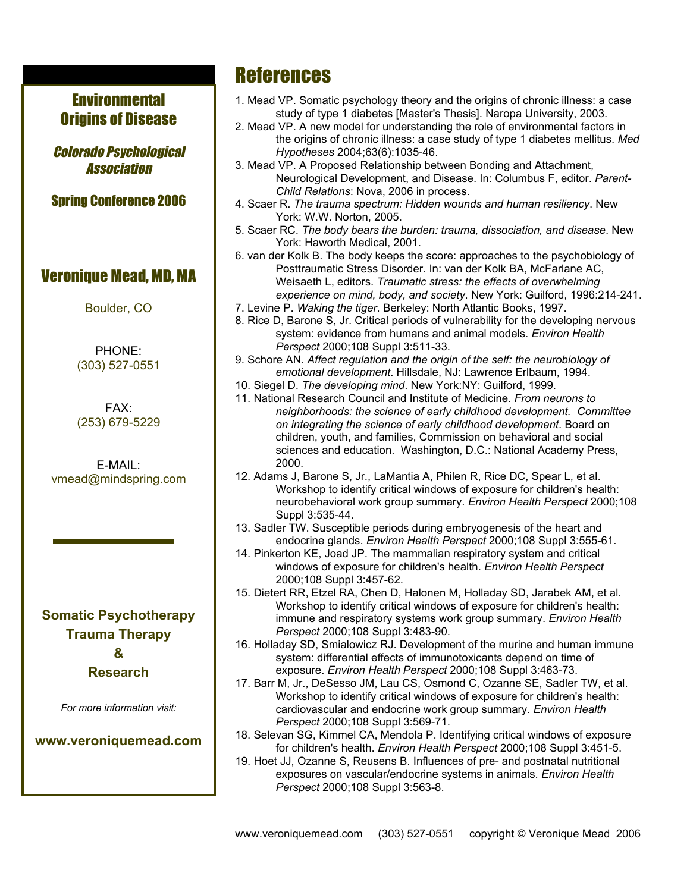# Environmental Origins of Disease

*Colorado Psychological Association*

**Spring Conference 2006**

## Veronique Mead, MD, MA

Boulder, CO

PHONE:
(303) 527-0551

FAX:
(253) 679-5229

E-MAIL:
vmead@mindspring.com

**Somatic Psychotherapy**
**Trauma Therapy**
**&**
**Research**

*For more information visit:*

**www.veroniquemead.com**

# References

1. Mead VP. Somatic psychology theory and the origins of chronic illness: a case study of type 1 diabetes [Master's Thesis]. Naropa University, 2003.
2. Mead VP. A new model for understanding the role of environmental factors in the origins of chronic illness: a case study of type 1 diabetes mellitus. *Med Hypotheses* 2004;63(6):1035-46.
3. Mead VP. A Proposed Relationship between Bonding and Attachment, Neurological Development, and Disease. In: Columbus F, editor. *Parent-Child Relations*: Nova, 2006 in process.
4. Scaer R. *The trauma spectrum: Hidden wounds and human resiliency*. New York: W.W. Norton, 2005.
5. Scaer RC. *The body bears the burden: trauma, dissociation, and disease*. New York: Haworth Medical, 2001.
6. van der Kolk B. The body keeps the score: approaches to the psychobiology of Posttraumatic Stress Disorder. In: van der Kolk BA, McFarlane AC, Weisaeth L, editors. *Traumatic stress: the effects of overwhelming experience on mind, body, and society*. New York: Guilford, 1996:214-241.
7. Levine P. *Waking the tiger*. Berkeley: North Atlantic Books, 1997.
8. Rice D, Barone S, Jr. Critical periods of vulnerability for the developing nervous system: evidence from humans and animal models. *Environ Health Perspect* 2000;108 Suppl 3:511-33.
9. Schore AN. *Affect regulation and the origin of the self: the neurobiology of emotional development*. Hillsdale, NJ: Lawrence Erlbaum, 1994.
10. Siegel D. *The developing mind*. New York:NY: Guilford, 1999.
11. National Research Council and Institute of Medicine. *From neurons to neighborhoods: the science of early childhood development. Committee on integrating the science of early childhood development*. Board on children, youth, and families, Commission on behavioral and social sciences and education. Washington, D.C.: National Academy Press, 2000.
12. Adams J, Barone S, Jr., LaMantia A, Philen R, Rice DC, Spear L, et al. Workshop to identify critical windows of exposure for children's health: neurobehavioral work group summary. *Environ Health Perspect* 2000;108 Suppl 3:535-44.
13. Sadler TW. Susceptible periods during embryogenesis of the heart and endocrine glands. *Environ Health Perspect* 2000;108 Suppl 3:555-61.
14. Pinkerton KE, Joad JP. The mammalian respiratory system and critical windows of exposure for children's health. *Environ Health Perspect* 2000;108 Suppl 3:457-62.
15. Dietert RR, Etzel RA, Chen D, Halonen M, Holladay SD, Jarabek AM, et al. Workshop to identify critical windows of exposure for children's health: immune and respiratory systems work group summary. *Environ Health Perspect* 2000;108 Suppl 3:483-90.
16. Holladay SD, Smialowicz RJ. Development of the murine and human immune system: differential effects of immunotoxicants depend on time of exposure. *Environ Health Perspect* 2000;108 Suppl 3:463-73.
17. Barr M, Jr., DeSesso JM, Lau CS, Osmond C, Ozanne SE, Sadler TW, et al. Workshop to identify critical windows of exposure for children's health: cardiovascular and endocrine work group summary. *Environ Health Perspect* 2000;108 Suppl 3:569-71.
18. Selevan SG, Kimmel CA, Mendola P. Identifying critical windows of exposure for children's health. *Environ Health Perspect* 2000;108 Suppl 3:451-5.
19. Hoet JJ, Ozanne S, Reusens B. Influences of pre- and postnatal nutritional exposures on vascular/endocrine systems in animals. *Environ Health Perspect* 2000;108 Suppl 3:563-8.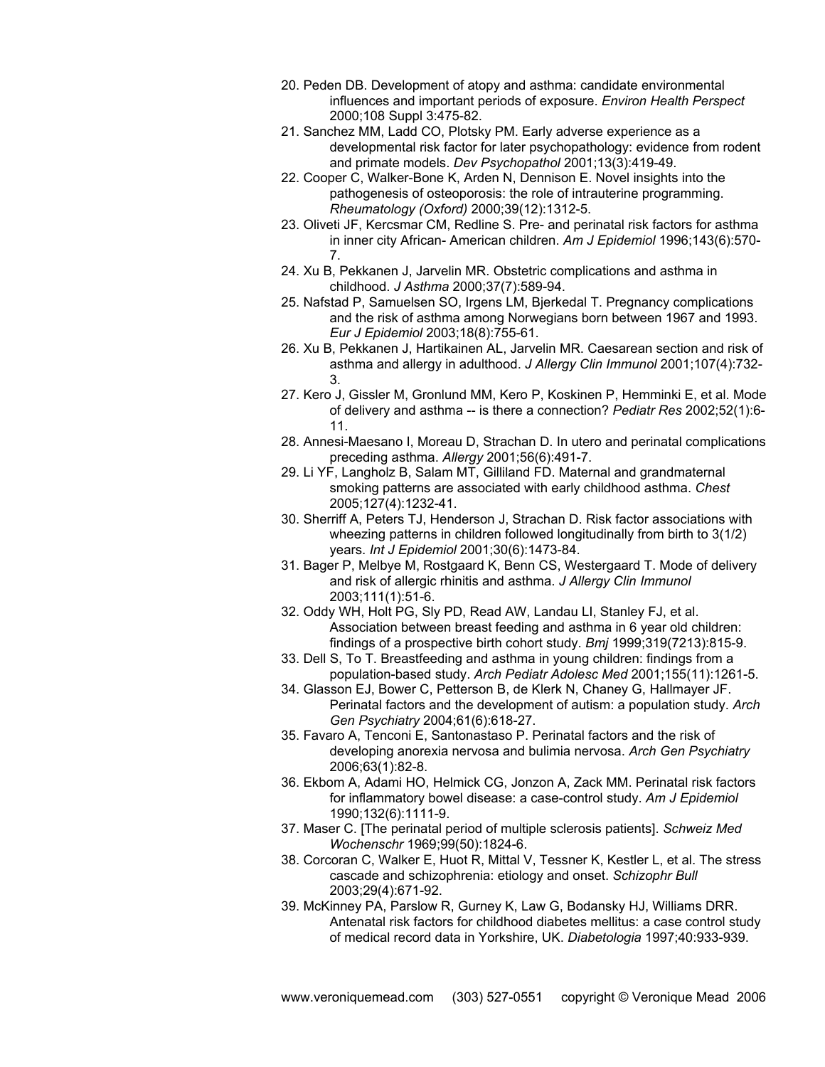20. Peden DB. Development of atopy and asthma: candidate environmental influences and important periods of exposure. *Environ Health Perspect* 2000;108 Suppl 3:475-82.
21. Sanchez MM, Ladd CO, Plotsky PM. Early adverse experience as a developmental risk factor for later psychopathology: evidence from rodent and primate models. *Dev Psychopathol* 2001;13(3):419-49.
22. Cooper C, Walker-Bone K, Arden N, Dennison E. Novel insights into the pathogenesis of osteoporosis: the role of intrauterine programming. *Rheumatology (Oxford)* 2000;39(12):1312-5.
23. Oliveti JF, Kercsmar CM, Redline S. Pre- and perinatal risk factors for asthma in inner city African- American children. *Am J Epidemiol* 1996;143(6):570-7.
24. Xu B, Pekkanen J, Jarvelin MR. Obstetric complications and asthma in childhood. *J Asthma* 2000;37(7):589-94.
25. Nafstad P, Samuelsen SO, Irgens LM, Bjerkedal T. Pregnancy complications and the risk of asthma among Norwegians born between 1967 and 1993. *Eur J Epidemiol* 2003;18(8):755-61.
26. Xu B, Pekkanen J, Hartikainen AL, Jarvelin MR. Caesarean section and risk of asthma and allergy in adulthood. *J Allergy Clin Immunol* 2001;107(4):732-3.
27. Kero J, Gissler M, Gronlund MM, Kero P, Koskinen P, Hemminki E, et al. Mode of delivery and asthma -- is there a connection? *Pediatr Res* 2002;52(1):6-11.
28. Annesi-Maesano I, Moreau D, Strachan D. In utero and perinatal complications preceding asthma. *Allergy* 2001;56(6):491-7.
29. Li YF, Langholz B, Salam MT, Gilliland FD. Maternal and grandmaternal smoking patterns are associated with early childhood asthma. *Chest* 2005;127(4):1232-41.
30. Sherriff A, Peters TJ, Henderson J, Strachan D. Risk factor associations with wheezing patterns in children followed longitudinally from birth to 3(1/2) years. *Int J Epidemiol* 2001;30(6):1473-84.
31. Bager P, Melbye M, Rostgaard K, Benn CS, Westergaard T. Mode of delivery and risk of allergic rhinitis and asthma. *J Allergy Clin Immunol* 2003;111(1):51-6.
32. Oddy WH, Holt PG, Sly PD, Read AW, Landau LI, Stanley FJ, et al. Association between breast feeding and asthma in 6 year old children: findings of a prospective birth cohort study. *Bmj* 1999;319(7213):815-9.
33. Dell S, To T. Breastfeeding and asthma in young children: findings from a population-based study. *Arch Pediatr Adolesc Med* 2001;155(11):1261-5.
34. Glasson EJ, Bower C, Petterson B, de Klerk N, Chaney G, Hallmayer JF. Perinatal factors and the development of autism: a population study. *Arch Gen Psychiatry* 2004;61(6):618-27.
35. Favaro A, Tenconi E, Santonastaso P. Perinatal factors and the risk of developing anorexia nervosa and bulimia nervosa. *Arch Gen Psychiatry* 2006;63(1):82-8.
36. Ekbom A, Adami HO, Helmick CG, Jonzon A, Zack MM. Perinatal risk factors for inflammatory bowel disease: a case-control study. *Am J Epidemiol* 1990;132(6):1111-9.
37. Maser C. [The perinatal period of multiple sclerosis patients]. *Schweiz Med Wochenschr* 1969;99(50):1824-6.
38. Corcoran C, Walker E, Huot R, Mittal V, Tessner K, Kestler L, et al. The stress cascade and schizophrenia: etiology and onset. *Schizophr Bull* 2003;29(4):671-92.
39. McKinney PA, Parslow R, Gurney K, Law G, Bodansky HJ, Williams DRR. Antenatal risk factors for childhood diabetes mellitus: a case control study of medical record data in Yorkshire, UK. *Diabetologia* 1997;40:933-939.

www.veroniquemead.com (303) 527-0551 copyright © Veronique Mead 2006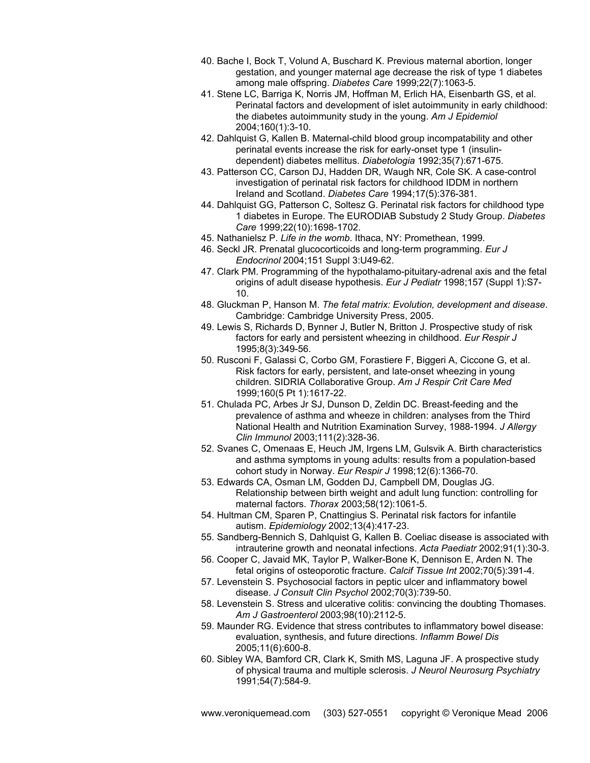40. Bache I, Bock T, Volund A, Buschard K. Previous maternal abortion, longer gestation, and younger maternal age decrease the risk of type 1 diabetes among male offspring. *Diabetes Care* 1999;22(7):1063-5.
41. Stene LC, Barriga K, Norris JM, Hoffman M, Erlich HA, Eisenbarth GS, et al. Perinatal factors and development of islet autoimmunity in early childhood: the diabetes autoimmunity study in the young. *Am J Epidemiol* 2004;160(1):3-10.
42. Dahlquist G, Kallen B. Maternal-child blood group incompatability and other perinatal events increase the risk for early-onset type 1 (insulin-dependent) diabetes mellitus. *Diabetologia* 1992;35(7):671-675.
43. Patterson CC, Carson DJ, Hadden DR, Waugh NR, Cole SK. A case-control investigation of perinatal risk factors for childhood IDDM in northern Ireland and Scotland. *Diabetes Care* 1994;17(5):376-381.
44. Dahlquist GG, Patterson C, Soltesz G. Perinatal risk factors for childhood type 1 diabetes in Europe. The EURODIAB Substudy 2 Study Group. *Diabetes Care* 1999;22(10):1698-1702.
45. Nathanielsz P. *Life in the womb*. Ithaca, NY: Promethean, 1999.
46. Seckl JR. Prenatal glucocorticoids and long-term programming. *Eur J Endocrinol* 2004;151 Suppl 3:U49-62.
47. Clark PM. Programming of the hypothalamo-pituitary-adrenal axis and the fetal origins of adult disease hypothesis. *Eur J Pediatr* 1998;157 (Suppl 1):S7-10.
48. Gluckman P, Hanson M. *The fetal matrix: Evolution, development and disease*. Cambridge: Cambridge University Press, 2005.
49. Lewis S, Richards D, Bynner J, Butler N, Britton J. Prospective study of risk factors for early and persistent wheezing in childhood. *Eur Respir J* 1995;8(3):349-56.
50. Rusconi F, Galassi C, Corbo GM, Forastiere F, Biggeri A, Ciccone G, et al. Risk factors for early, persistent, and late-onset wheezing in young children. SIDRIA Collaborative Group. *Am J Respir Crit Care Med* 1999;160(5 Pt 1):1617-22.
51. Chulada PC, Arbes Jr SJ, Dunson D, Zeldin DC. Breast-feeding and the prevalence of asthma and wheeze in children: analyses from the Third National Health and Nutrition Examination Survey, 1988-1994. *J Allergy Clin Immunol* 2003;111(2):328-36.
52. Svanes C, Omenaas E, Heuch JM, Irgens LM, Gulsvik A. Birth characteristics and asthma symptoms in young adults: results from a population-based cohort study in Norway. *Eur Respir J* 1998;12(6):1366-70.
53. Edwards CA, Osman LM, Godden DJ, Campbell DM, Douglas JG. Relationship between birth weight and adult lung function: controlling for maternal factors. *Thorax* 2003;58(12):1061-5.
54. Hultman CM, Sparen P, Cnattingius S. Perinatal risk factors for infantile autism. *Epidemiology* 2002;13(4):417-23.
55. Sandberg-Bennich S, Dahlquist G, Kallen B. Coeliac disease is associated with intrauterine growth and neonatal infections. *Acta Paediatr* 2002;91(1):30-3.
56. Cooper C, Javaid MK, Taylor P, Walker-Bone K, Dennison E, Arden N. The fetal origins of osteoporotic fracture. *Calcif Tissue Int* 2002;70(5):391-4.
57. Levenstein S. Psychosocial factors in peptic ulcer and inflammatory bowel disease. *J Consult Clin Psychol* 2002;70(3):739-50.
58. Levenstein S. Stress and ulcerative colitis: convincing the doubting Thomases. *Am J Gastroenterol* 2003;98(10):2112-5.
59. Maunder RG. Evidence that stress contributes to inflammatory bowel disease: evaluation, synthesis, and future directions. *Inflamm Bowel Dis* 2005;11(6):600-8.
60. Sibley WA, Bamford CR, Clark K, Smith MS, Laguna JF. A prospective study of physical trauma and multiple sclerosis. *J Neurol Neurosurg Psychiatry* 1991;54(7):584-9.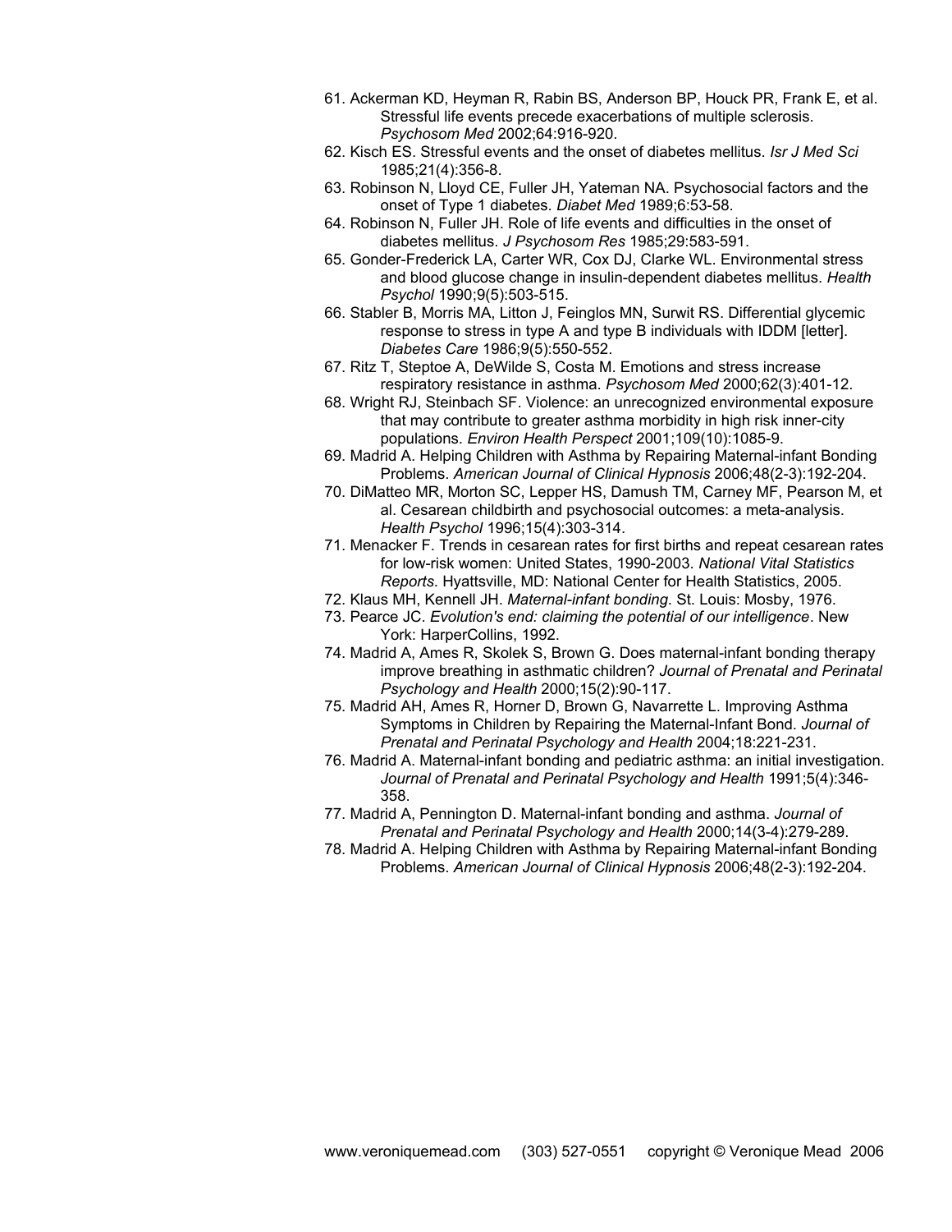61. Ackerman KD, Heyman R, Rabin BS, Anderson BP, Houck PR, Frank E, et al. Stressful life events precede exacerbations of multiple sclerosis. *Psychosom Med* 2002;64:916-920.
62. Kisch ES. Stressful events and the onset of diabetes mellitus. *Isr J Med Sci* 1985;21(4):356-8.
63. Robinson N, Lloyd CE, Fuller JH, Yateman NA. Psychosocial factors and the onset of Type 1 diabetes. *Diabet Med* 1989;6:53-58.
64. Robinson N, Fuller JH. Role of life events and difficulties in the onset of diabetes mellitus. *J Psychosom Res* 1985;29:583-591.
65. Gonder-Frederick LA, Carter WR, Cox DJ, Clarke WL. Environmental stress and blood glucose change in insulin-dependent diabetes mellitus. *Health Psychol* 1990;9(5):503-515.
66. Stabler B, Morris MA, Litton J, Feinglos MN, Surwit RS. Differential glycemic response to stress in type A and type B individuals with IDDM [letter]. *Diabetes Care* 1986;9(5):550-552.
67. Ritz T, Steptoe A, DeWilde S, Costa M. Emotions and stress increase respiratory resistance in asthma. *Psychosom Med* 2000;62(3):401-12.
68. Wright RJ, Steinbach SF. Violence: an unrecognized environmental exposure that may contribute to greater asthma morbidity in high risk inner-city populations. *Environ Health Perspect* 2001;109(10):1085-9.
69. Madrid A. Helping Children with Asthma by Repairing Maternal-infant Bonding Problems. *American Journal of Clinical Hypnosis* 2006;48(2-3):192-204.
70. DiMatteo MR, Morton SC, Lepper HS, Damush TM, Carney MF, Pearson M, et al. Cesarean childbirth and psychosocial outcomes: a meta-analysis. *Health Psychol* 1996;15(4):303-314.
71. Menacker F. Trends in cesarean rates for first births and repeat cesarean rates for low-risk women: United States, 1990-2003. *National Vital Statistics Reports*. Hyattsville, MD: National Center for Health Statistics, 2005.
72. Klaus MH, Kennell JH. *Maternal-infant bonding*. St. Louis: Mosby, 1976.
73. Pearce JC. *Evolution's end: claiming the potential of our intelligence*. New York: HarperCollins, 1992.
74. Madrid A, Ames R, Skolek S, Brown G. Does maternal-infant bonding therapy improve breathing in asthmatic children? *Journal of Prenatal and Perinatal Psychology and Health* 2000;15(2):90-117.
75. Madrid AH, Ames R, Horner D, Brown G, Navarrette L. Improving Asthma Symptoms in Children by Repairing the Maternal-Infant Bond. *Journal of Prenatal and Perinatal Psychology and Health* 2004;18:221-231.
76. Madrid A. Maternal-infant bonding and pediatric asthma: an initial investigation. *Journal of Prenatal and Perinatal Psychology and Health* 1991;5(4):346-358.
77. Madrid A, Pennington D. Maternal-infant bonding and asthma. *Journal of Prenatal and Perinatal Psychology and Health* 2000;14(3-4):279-289.
78. Madrid A. Helping Children with Asthma by Repairing Maternal-infant Bonding Problems. *American Journal of Clinical Hypnosis* 2006;48(2-3):192-204.